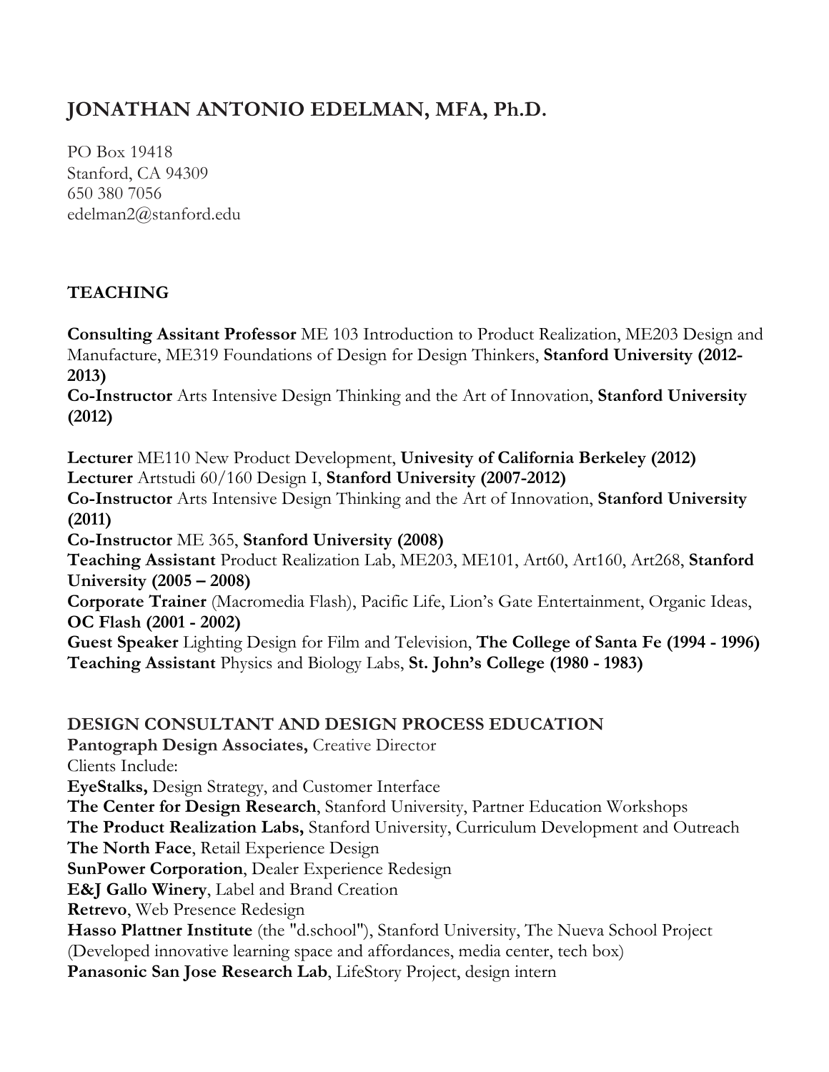# JONATHAN ANTONIO EDELMAN, MFA, Ph.D.

PO Box 19418
Stanford, CA 94309
650 380 7056
edelman2@stanford.edu

## TEACHING

**Consulting Assitant Professor** ME 103 Introduction to Product Realization, ME203 Design and Manufacture, ME319 Foundations of Design for Design Thinkers, **Stanford University (2012-2013)**
**Co-Instructor** Arts Intensive Design Thinking and the Art of Innovation, **Stanford University (2012)**

**Lecturer** ME110 New Product Development, **Univesity of California Berkeley (2012)**
**Lecturer** Artstudi 60/160 Design I, **Stanford University (2007-2012)**
**Co-Instructor** Arts Intensive Design Thinking and the Art of Innovation, **Stanford University (2011)**
**Co-Instructor** ME 365, **Stanford University (2008)**
**Teaching Assistant** Product Realization Lab, ME203, ME101, Art60, Art160, Art268, **Stanford University (2005 – 2008)**
**Corporate Trainer** (Macromedia Flash), Pacific Life, Lion's Gate Entertainment, Organic Ideas, **OC Flash (2001 - 2002)**
**Guest Speaker** Lighting Design for Film and Television, **The College of Santa Fe (1994 - 1996)**
**Teaching Assistant** Physics and Biology Labs, **St. John's College (1980 - 1983)**

## DESIGN CONSULTANT AND DESIGN PROCESS EDUCATION

**Pantograph Design Associates,** Creative Director
Clients Include:
**EyeStalks,** Design Strategy, and Customer Interface
**The Center for Design Research**, Stanford University, Partner Education Workshops
**The Product Realization Labs,** Stanford University, Curriculum Development and Outreach
**The North Face**, Retail Experience Design
**SunPower Corporation**, Dealer Experience Redesign
**E&J Gallo Winery**, Label and Brand Creation
**Retrevo**, Web Presence Redesign
**Hasso Plattner Institute** (the "d.school"), Stanford University, The Nueva School Project (Developed innovative learning space and affordances, media center, tech box)
**Panasonic San Jose Research Lab**, LifeStory Project, design intern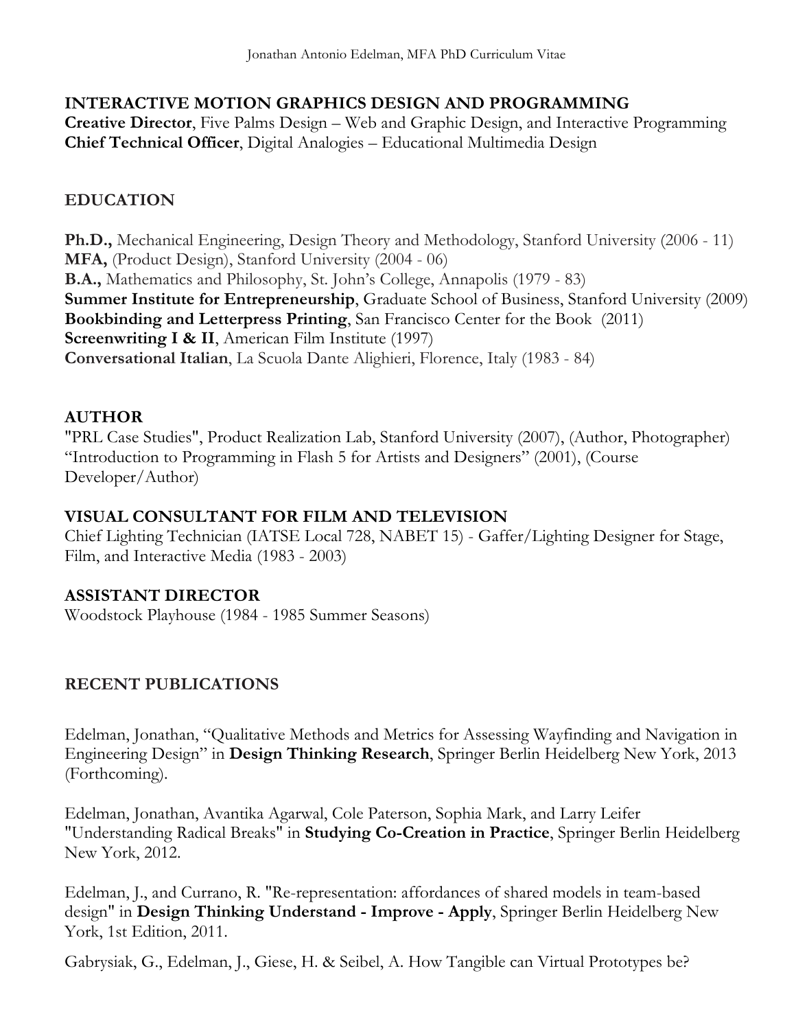## INTERACTIVE MOTION GRAPHICS DESIGN AND PROGRAMMING

**Creative Director**, Five Palms Design – Web and Graphic Design, and Interactive Programming
**Chief Technical Officer**, Digital Analogies – Educational Multimedia Design

## EDUCATION

**Ph.D.,** Mechanical Engineering, Design Theory and Methodology, Stanford University (2006 - 11)
**MFA,** (Product Design), Stanford University (2004 - 06)
**B.A.,** Mathematics and Philosophy, St. John's College, Annapolis (1979 - 83)
**Summer Institute for Entrepreneurship**, Graduate School of Business, Stanford University (2009)
**Bookbinding and Letterpress Printing**, San Francisco Center for the Book (2011)
**Screenwriting I & II**, American Film Institute (1997)
**Conversational Italian**, La Scuola Dante Alighieri, Florence, Italy (1983 - 84)

## AUTHOR

"PRL Case Studies", Product Realization Lab, Stanford University (2007), (Author, Photographer)
"Introduction to Programming in Flash 5 for Artists and Designers" (2001), (Course Developer/Author)

## VISUAL CONSULTANT FOR FILM AND TELEVISION

Chief Lighting Technician (IATSE Local 728, NABET 15) - Gaffer/Lighting Designer for Stage, Film, and Interactive Media (1983 - 2003)

## ASSISTANT DIRECTOR

Woodstock Playhouse (1984 - 1985 Summer Seasons)

## RECENT PUBLICATIONS

Edelman, Jonathan, "Qualitative Methods and Metrics for Assessing Wayfinding and Navigation in Engineering Design" in **Design Thinking Research**, Springer Berlin Heidelberg New York, 2013 (Forthcoming).

Edelman, Jonathan, Avantika Agarwal, Cole Paterson, Sophia Mark, and Larry Leifer "Understanding Radical Breaks" in **Studying Co-Creation in Practice**, Springer Berlin Heidelberg New York, 2012.

Edelman, J., and Currano, R. "Re-representation: affordances of shared models in team-based design" in **Design Thinking Understand - Improve - Apply**, Springer Berlin Heidelberg New York, 1st Edition, 2011.

Gabrysiak, G., Edelman, J., Giese, H. & Seibel, A. How Tangible can Virtual Prototypes be?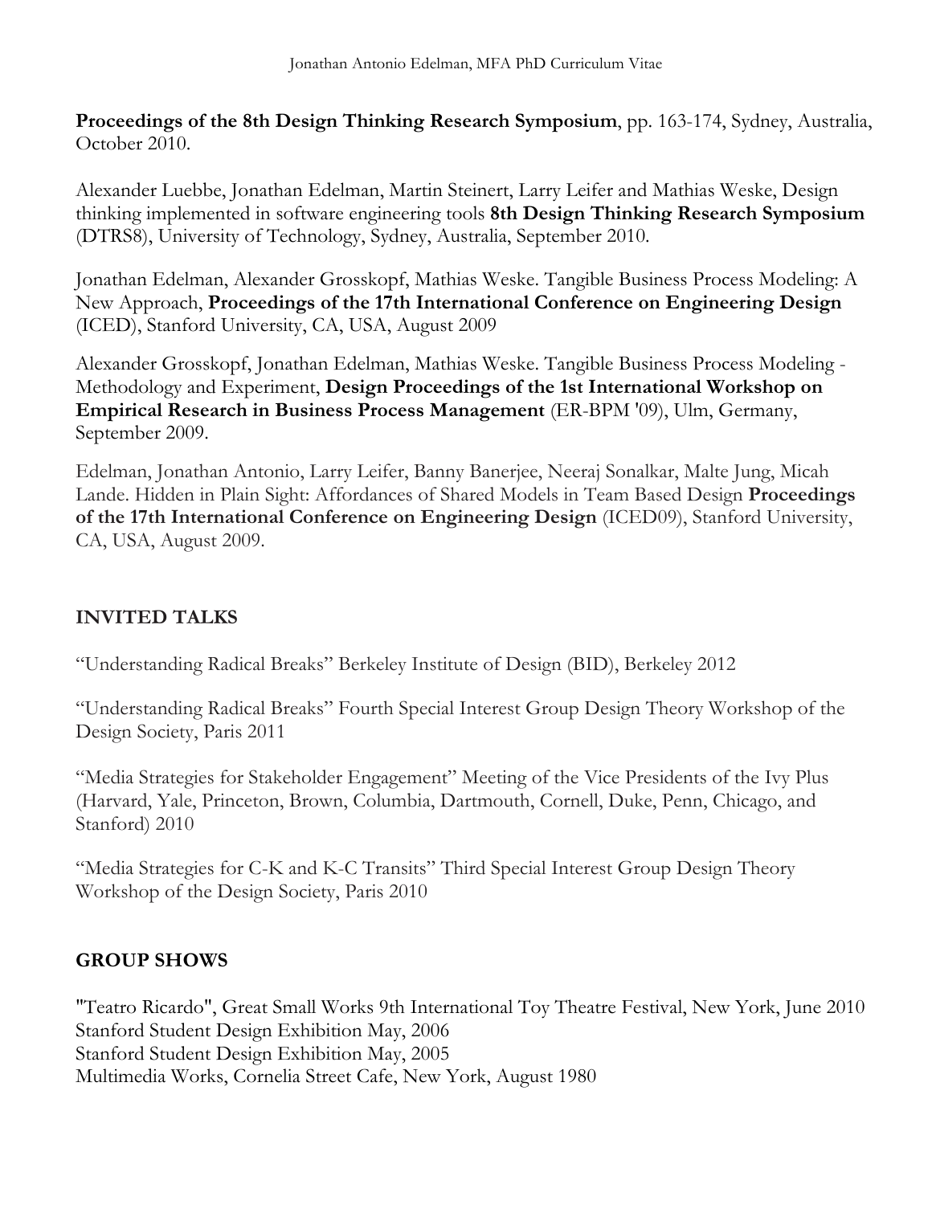**Proceedings of the 8th Design Thinking Research Symposium**, pp. 163-174, Sydney, Australia, October 2010.

Alexander Luebbe, Jonathan Edelman, Martin Steinert, Larry Leifer and Mathias Weske, Design thinking implemented in software engineering tools **8th Design Thinking Research Symposium** (DTRS8), University of Technology, Sydney, Australia, September 2010.

Jonathan Edelman, Alexander Grosskopf, Mathias Weske. Tangible Business Process Modeling: A New Approach, **Proceedings of the 17th International Conference on Engineering Design** (ICED), Stanford University, CA, USA, August 2009

Alexander Grosskopf, Jonathan Edelman, Mathias Weske. Tangible Business Process Modeling - Methodology and Experiment, **Design Proceedings of the 1st International Workshop on Empirical Research in Business Process Management** (ER-BPM '09), Ulm, Germany, September 2009.

Edelman, Jonathan Antonio, Larry Leifer, Banny Banerjee, Neeraj Sonalkar, Malte Jung, Micah Lande. Hidden in Plain Sight: Affordances of Shared Models in Team Based Design **Proceedings of the 17th International Conference on Engineering Design** (ICED09), Stanford University, CA, USA, August 2009.

## INVITED TALKS

"Understanding Radical Breaks" Berkeley Institute of Design (BID), Berkeley 2012

"Understanding Radical Breaks" Fourth Special Interest Group Design Theory Workshop of the Design Society, Paris 2011

"Media Strategies for Stakeholder Engagement" Meeting of the Vice Presidents of the Ivy Plus (Harvard, Yale, Princeton, Brown, Columbia, Dartmouth, Cornell, Duke, Penn, Chicago, and Stanford) 2010

"Media Strategies for C-K and K-C Transits" Third Special Interest Group Design Theory Workshop of the Design Society, Paris 2010

## GROUP SHOWS

"Teatro Ricardo", Great Small Works 9th International Toy Theatre Festival, New York, June 2010
Stanford Student Design Exhibition May, 2006
Stanford Student Design Exhibition May, 2005
Multimedia Works, Cornelia Street Cafe, New York, August 1980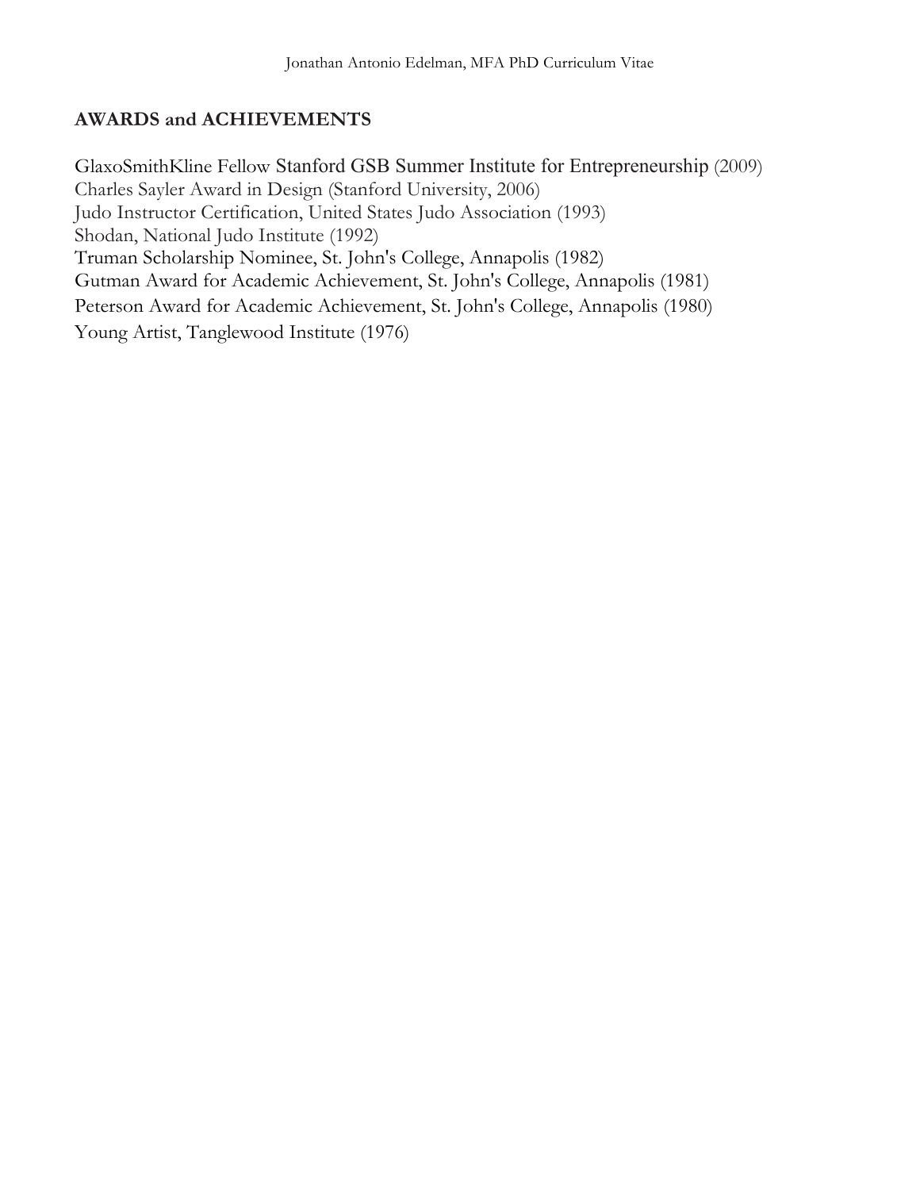## AWARDS and ACHIEVEMENTS

GlaxoSmithKline Fellow Stanford GSB Summer Institute for Entrepreneurship (2009)
Charles Sayler Award in Design (Stanford University, 2006)
Judo Instructor Certification, United States Judo Association (1993)
Shodan, National Judo Institute (1992)
Truman Scholarship Nominee, St. John's College, Annapolis (1982)
Gutman Award for Academic Achievement, St. John's College, Annapolis (1981)
Peterson Award for Academic Achievement, St. John's College, Annapolis (1980)
Young Artist, Tanglewood Institute (1976)